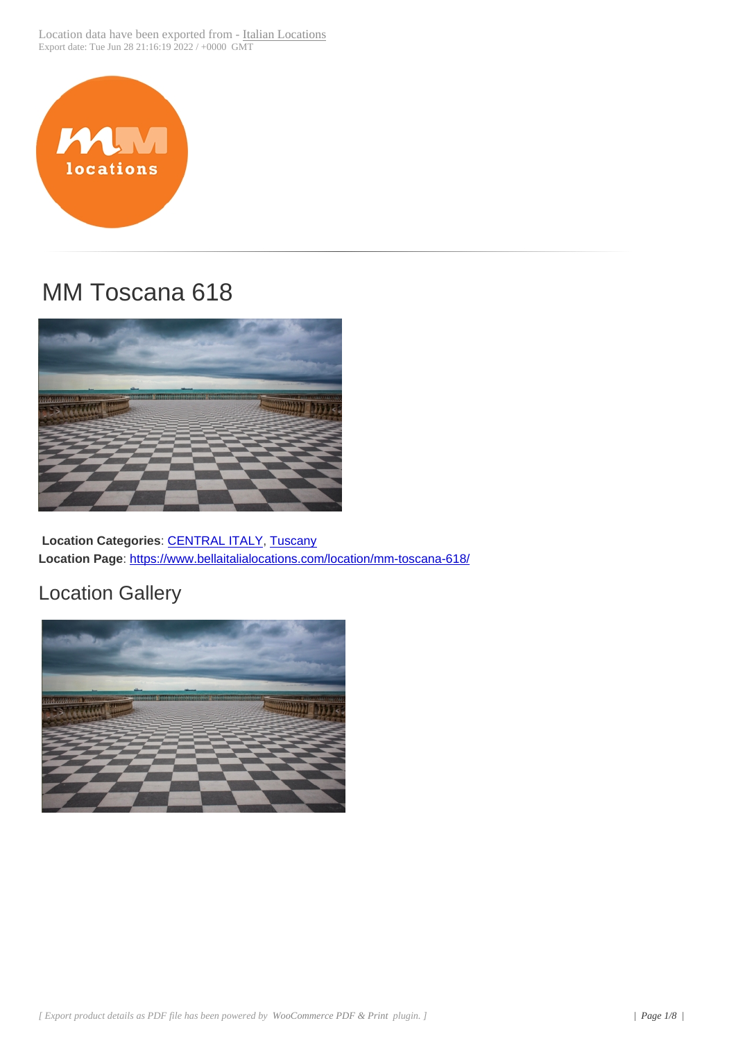Location data have been exported from - Italian Locations
Export date: Tue Jun 28 21:16:19 2022 / +0000 GMT

# MM Toscana 618

**Location Categories**: CENTRAL ITALY, Tuscany
**Location Page**: https://www.bellaitalialocations.com/location/mm-toscana-618/

## Location Gallery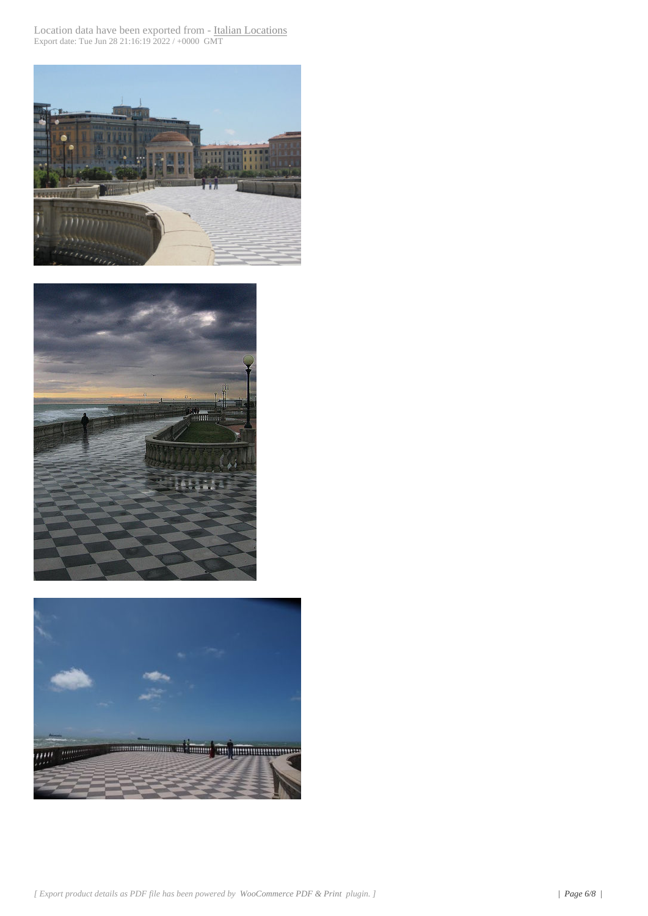Location data have been exported from - [Italian Locations]
Export date: Tue Jun 28 21:16:19 2022 / +0000 GMT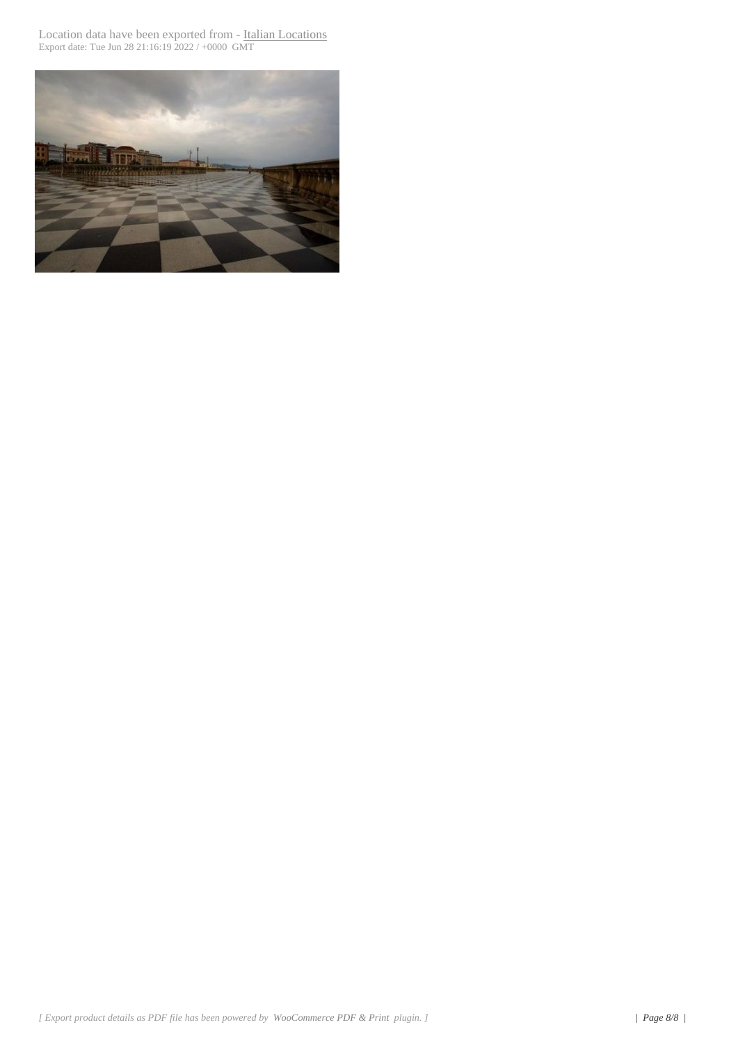Location data have been exported from - [Italian Locations]
Export date: Tue Jun 28 21:16:19 2022 / +0000 GMT

*[ Export product details as PDF file has been powered by WooCommerce PDF & Print plugin. ]*